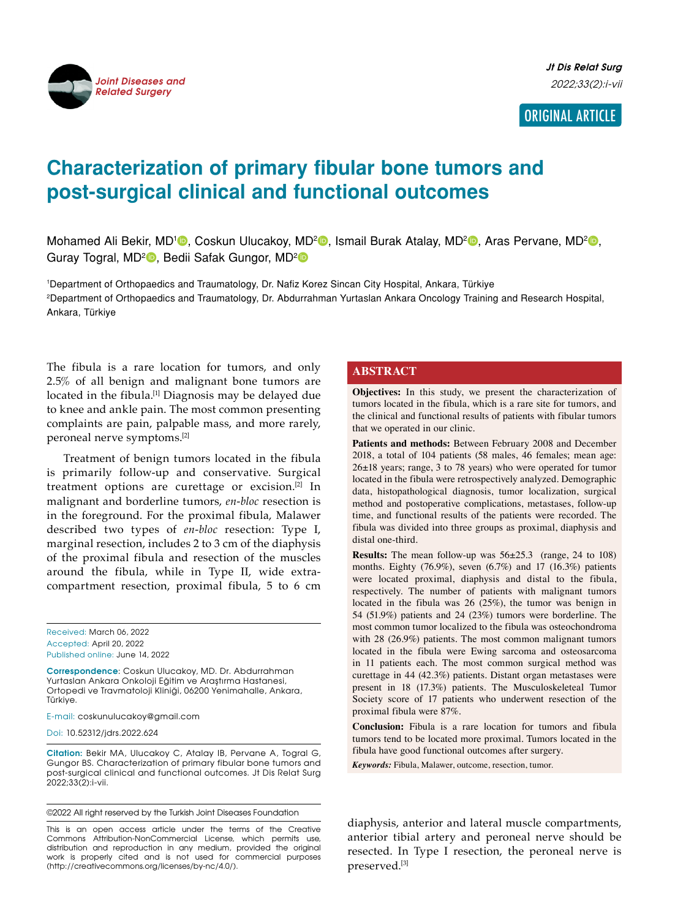ORIGINAL ARTICLE

# Characterization of primary fibular bone tumors and post-surgical clinical and functional outcomes

Mohamed Ali Bekir, MD[1], Coskun Ulucakoy, MD[2], Ismail Burak Atalay, MD[2], Aras Pervane, MD[2], Guray Togral, MD[2], Bedii Safak Gungor, MD[2]

[1]Department of Orthopaedics and Traumatology, Dr. Nafiz Korez Sincan City Hospital, Ankara, Türkiye

[2]Department of Orthopaedics and Traumatology, Dr. Abdurrahman Yurtaslan Ankara Oncology Training and Research Hospital, Ankara, Türkiye

## ABSTRACT

**Objectives:** In this study, we present the characterization of tumors located in the fibula, which is a rare site for tumors, and the clinical and functional results of patients with fibular tumors that we operated in our clinic.

**Patients and methods:** Between February 2008 and December 2018, a total of 104 patients (58 males, 46 females; mean age: 26±18 years; range, 3 to 78 years) who were operated for tumor located in the fibula were retrospectively analyzed. Demographic data, histopathological diagnosis, tumor localization, surgical method and postoperative complications, metastases, follow-up time, and functional results of the patients were recorded. The fibula was divided into three groups as proximal, diaphysis and distal one-third.

**Results:** The mean follow-up was 56±25.3 (range, 24 to 108) months. Eighty (76.9%), seven (6.7%) and 17 (16.3%) patients were located proximal, diaphysis and distal to the fibula, respectively. The number of patients with malignant tumors located in the fibula was 26 (25%), the tumor was benign in 54 (51.9%) patients and 24 (23%) tumors were borderline. The most common tumor localized to the fibula was osteochondroma with 28 (26.9%) patients. The most common malignant tumors located in the fibula were Ewing sarcoma and osteosarcoma in 11 patients each. The most common surgical method was curettage in 44 (42.3%) patients. Distant organ metastases were present in 18 (17.3%) patients. The Musculoskeletal Tumor Society score of 17 patients who underwent resection of the proximal fibula were 87%.

**Conclusion:** Fibula is a rare location for tumors and fibula tumors tend to be located more proximal. Tumors located in the fibula have good functional outcomes after surgery.

***Keywords:*** Fibula, Malawer, outcome, resection, tumor.

The fibula is a rare location for tumors, and only 2.5% of all benign and malignant bone tumors are located in the fibula.[1] Diagnosis may be delayed due to knee and ankle pain. The most common presenting complaints are pain, palpable mass, and more rarely, peroneal nerve symptoms.[2]

Treatment of benign tumors located in the fibula is primarily follow-up and conservative. Surgical treatment options are curettage or excision.[2] In malignant and borderline tumors, *en-bloc* resection is in the foreground. For the proximal fibula, Malawer described two types of *en-bloc* resection: Type I, marginal resection, includes 2 to 3 cm of the diaphysis of the proximal fibula and resection of the muscles around the fibula, while in Type II, wide extra-compartment resection, proximal fibula, 5 to 6 cm diaphysis, anterior and lateral muscle compartments, anterior tibial artery and peroneal nerve should be resected. In Type I resection, the peroneal nerve is preserved.[3]

Received: March 06, 2022
Accepted: April 20, 2022
Published online: June 14, 2022

**Correspondence**: Coskun Ulucakoy, MD. Dr. Abdurrahman Yurtaslan Ankara Onkoloji Eğitim ve Araştırma Hastanesi, Ortopedi ve Travmatoloji Kliniği, 06200 Yenimahalle, Ankara, Türkiye.

E-mail: coskunulucakoy@gmail.com

Doi: 10.52312/jdrs.2022.624

**Citation:** Bekir MA, Ulucakoy C, Atalay IB, Pervane A, Togral G, Gungor BS. Characterization of primary fibular bone tumors and post-surgical clinical and functional outcomes. Jt Dis Relat Surg 2022;33(2):i-vii.

©2022 All right reserved by the Turkish Joint Diseases Foundation

This is an open access article under the terms of the Creative Commons Attribution-NonCommercial License, which permits use, distribution and reproduction in any medium, provided the original work is properly cited and is not used for commercial purposes (http://creativecommons.org/licenses/by-nc/4.0/).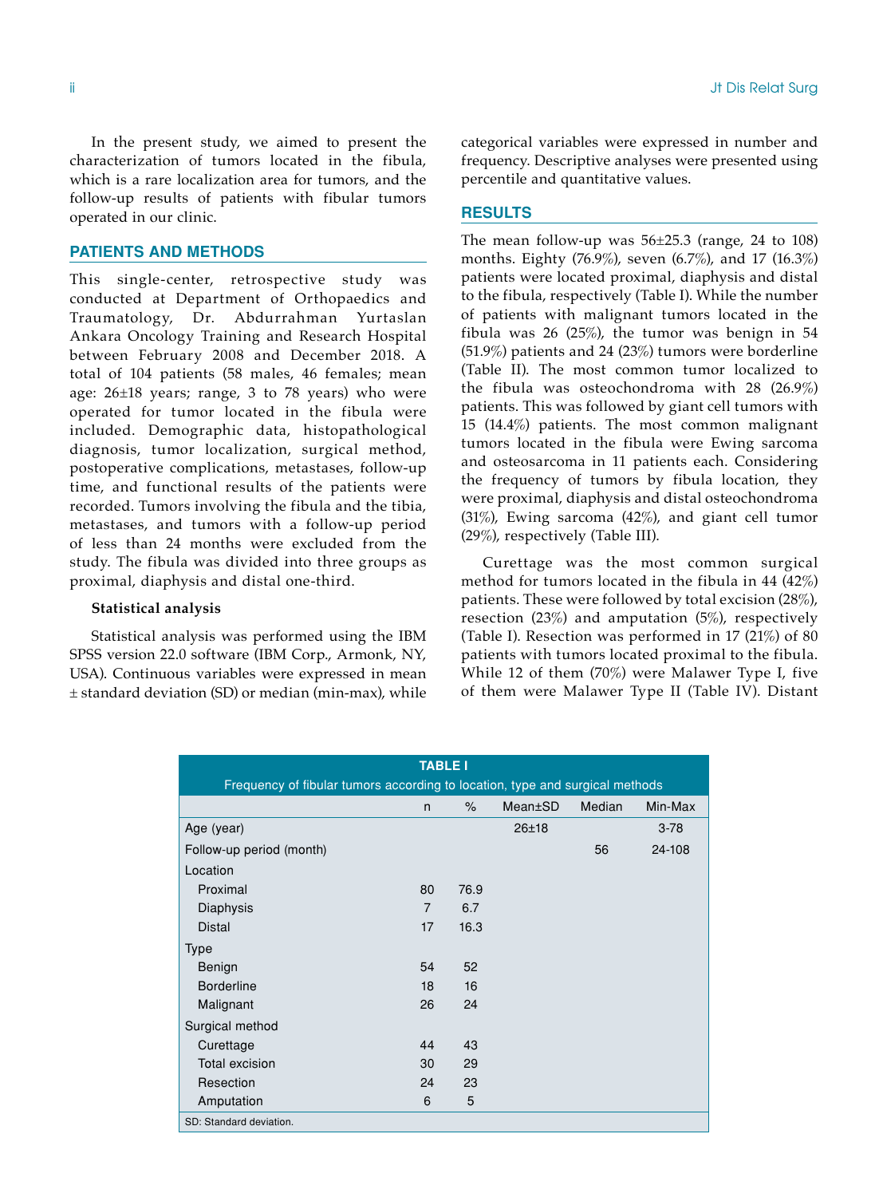In the present study, we aimed to present the characterization of tumors located in the fibula, which is a rare localization area for tumors, and the follow-up results of patients with fibular tumors operated in our clinic.

## PATIENTS AND METHODS

This single-center, retrospective study was conducted at Department of Orthopaedics and Traumatology, Dr. Abdurrahman Yurtaslan Ankara Oncology Training and Research Hospital between February 2008 and December 2018. A total of 104 patients (58 males, 46 females; mean age: 26±18 years; range, 3 to 78 years) who were operated for tumor located in the fibula were included. Demographic data, histopathological diagnosis, tumor localization, surgical method, postoperative complications, metastases, follow-up time, and functional results of the patients were recorded. Tumors involving the fibula and the tibia, metastases, and tumors with a follow-up period of less than 24 months were excluded from the study. The fibula was divided into three groups as proximal, diaphysis and distal one-third.

### Statistical analysis

Statistical analysis was performed using the IBM SPSS version 22.0 software (IBM Corp., Armonk, NY, USA). Continuous variables were expressed in mean ± standard deviation (SD) or median (min-max), while categorical variables were expressed in number and frequency. Descriptive analyses were presented using percentile and quantitative values.

## RESULTS

The mean follow-up was 56±25.3 (range, 24 to 108) months. Eighty (76.9%), seven (6.7%), and 17 (16.3%) patients were located proximal, diaphysis and distal to the fibula, respectively (Table I). While the number of patients with malignant tumors located in the fibula was 26 (25%), the tumor was benign in 54 (51.9%) patients and 24 (23%) tumors were borderline (Table II). The most common tumor localized to the fibula was osteochondroma with 28 (26.9%) patients. This was followed by giant cell tumors with 15 (14.4%) patients. The most common malignant tumors located in the fibula were Ewing sarcoma and osteosarcoma in 11 patients each. Considering the frequency of tumors by fibula location, they were proximal, diaphysis and distal osteochondroma (31%), Ewing sarcoma (42%), and giant cell tumor (29%), respectively (Table III).

Curettage was the most common surgical method for tumors located in the fibula in 44 (42%) patients. These were followed by total excision (28%), resection (23%) and amputation (5%), respectively (Table I). Resection was performed in 17 (21%) of 80 patients with tumors located proximal to the fibula. While 12 of them (70%) were Malawer Type I, five of them were Malawer Type II (Table IV). Distant

**TABLE I**
Frequency of fibular tumors according to location, type and surgical methods

| | n | % | Mean±SD | Median | Min-Max |
|---|---|---|---|---|---|
| Age (year) | | | 26±18 | | 3-78 |
| Follow-up period (month) | | | | 56 | 24-108 |
| Location | | | | | |
| Proximal | 80 | 76.9 | | | |
| Diaphysis | 7 | 6.7 | | | |
| Distal | 17 | 16.3 | | | |
| Type | | | | | |
| Benign | 54 | 52 | | | |
| Borderline | 18 | 16 | | | |
| Malignant | 26 | 24 | | | |
| Surgical method | | | | | |
| Curettage | 44 | 43 | | | |
| Total excision | 30 | 29 | | | |
| Resection | 24 | 23 | | | |
| Amputation | 6 | 5 | | | |

SD: Standard deviation.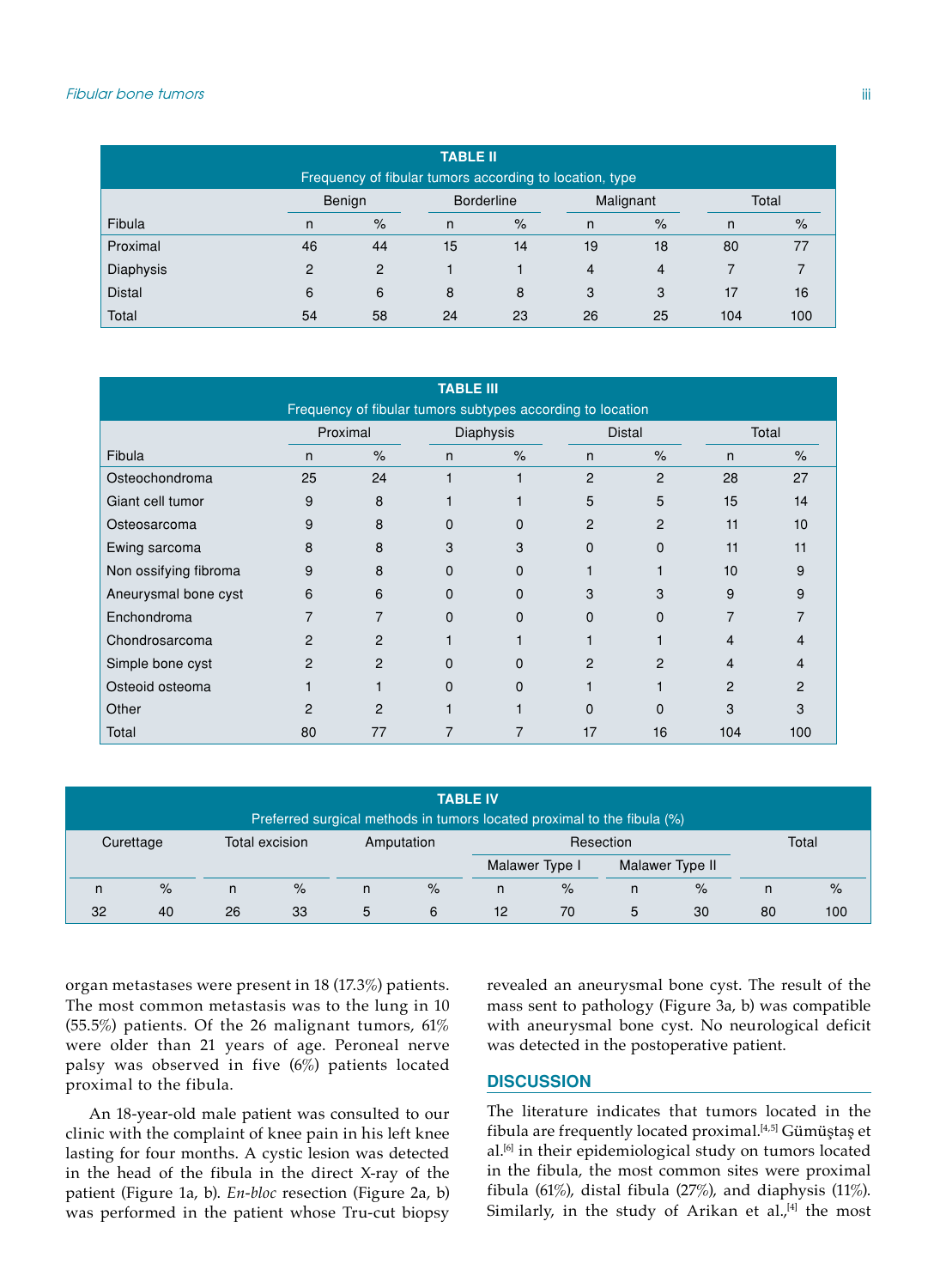| **TABLE II** Frequency of fibular tumors according to location, type | | | | | | | | |
|---|---|---|---|---|---|---|---|---|
| | Benign | | Borderline | | Malignant | | Total | |
| Fibula | n | % | n | % | n | % | n | % |
| Proximal | 46 | 44 | 15 | 14 | 19 | 18 | 80 | 77 |
| Diaphysis | 2 | 2 | 1 | 1 | 4 | 4 | 7 | 7 |
| Distal | 6 | 6 | 8 | 8 | 3 | 3 | 17 | 16 |
| Total | 54 | 58 | 24 | 23 | 26 | 25 | 104 | 100 |

| **TABLE III** Frequency of fibular tumors subtypes according to location | | | | | | | | |
|---|---|---|---|---|---|---|---|---|
| | Proximal | | Diaphysis | | Distal | | Total | |
| Fibula | n | % | n | % | n | % | n | % |
| Osteochondroma | 25 | 24 | 1 | 1 | 2 | 2 | 28 | 27 |
| Giant cell tumor | 9 | 8 | 1 | 1 | 5 | 5 | 15 | 14 |
| Osteosarcoma | 9 | 8 | 0 | 0 | 2 | 2 | 11 | 10 |
| Ewing sarcoma | 8 | 8 | 3 | 3 | 0 | 0 | 11 | 11 |
| Non ossifying fibroma | 9 | 8 | 0 | 0 | 1 | 1 | 10 | 9 |
| Aneurysmal bone cyst | 6 | 6 | 0 | 0 | 3 | 3 | 9 | 9 |
| Enchondroma | 7 | 7 | 0 | 0 | 0 | 0 | 7 | 7 |
| Chondrosarcoma | 2 | 2 | 1 | 1 | 1 | 1 | 4 | 4 |
| Simple bone cyst | 2 | 2 | 0 | 0 | 2 | 2 | 4 | 4 |
| Osteoid osteoma | 1 | 1 | 0 | 0 | 1 | 1 | 2 | 2 |
| Other | 2 | 2 | 1 | 1 | 0 | 0 | 3 | 3 |
| Total | 80 | 77 | 7 | 7 | 17 | 16 | 104 | 100 |

| **TABLE IV** Preferred surgical methods in tumors located proximal to the fibula (%) | | | | | | | | | | | |
|---|---|---|---|---|---|---|---|---|---|---|---|
| Curettage | | Total excision | | Amputation | | Resection | | | | Total | |
| | | | | | | Malawer Type I | | Malawer Type II | | | |
| n | % | n | % | n | % | n | % | n | % | n | % |
| 32 | 40 | 26 | 33 | 5 | 6 | 12 | 70 | 5 | 30 | 80 | 100 |

organ metastases were present in 18 (17.3%) patients. The most common metastasis was to the lung in 10 (55.5%) patients. Of the 26 malignant tumors, 61% were older than 21 years of age. Peroneal nerve palsy was observed in five (6%) patients located proximal to the fibula.

An 18-year-old male patient was consulted to our clinic with the complaint of knee pain in his left knee lasting for four months. A cystic lesion was detected in the head of the fibula in the direct X-ray of the patient (Figure 1a, b). *En-bloc* resection (Figure 2a, b) was performed in the patient whose Tru-cut biopsy revealed an aneurysmal bone cyst. The result of the mass sent to pathology (Figure 3a, b) was compatible with aneurysmal bone cyst. No neurological deficit was detected in the postoperative patient.

## DISCUSSION

The literature indicates that tumors located in the fibula are frequently located proximal.[4,5] Gümüştaş et al.[6] in their epidemiological study on tumors located in the fibula, the most common sites were proximal fibula (61%), distal fibula (27%), and diaphysis (11%). Similarly, in the study of Arikan et al.,[4] the most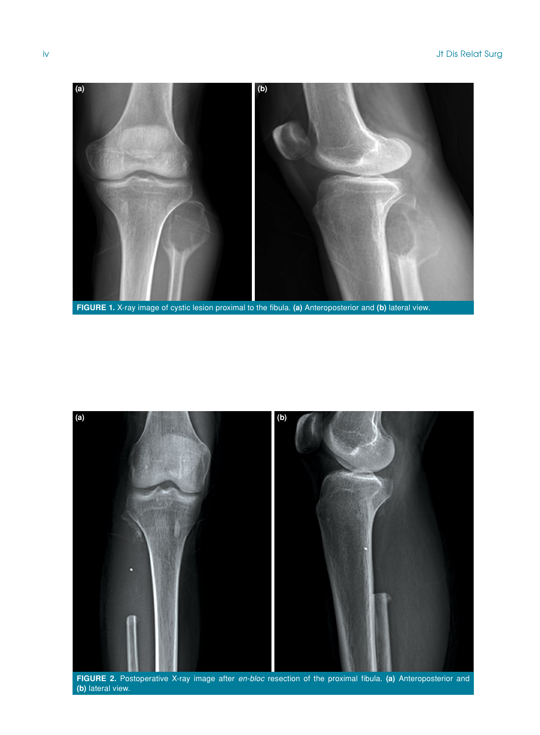**FIGURE 1.** X-ray image of cystic lesion proximal to the fibula. **(a)** Anteroposterior and **(b)** lateral view.

**FIGURE 2.** Postoperative X-ray image after *en-bloc* resection of the proximal fibula. **(a)** Anteroposterior and **(b)** lateral view.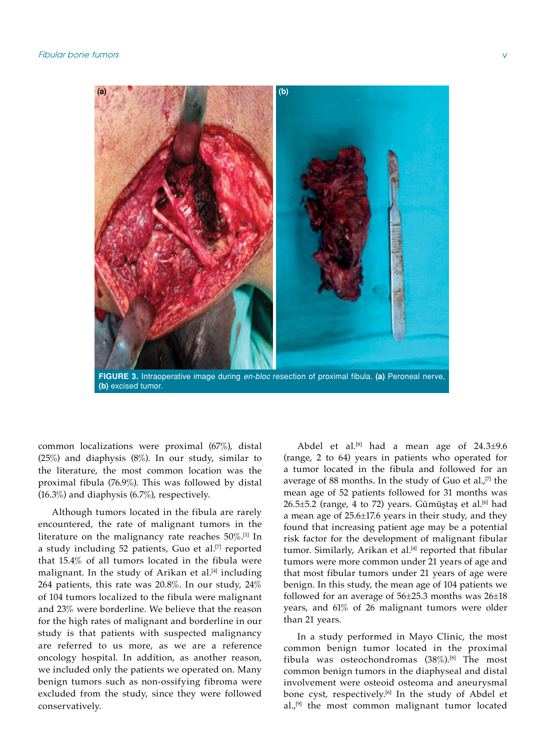**FIGURE 3.** Intraoperative image during *en-bloc* resection of proximal fibula. **(a)** Peroneal nerve, **(b)** excised tumor.

common localizations were proximal (67%), distal (25%) and diaphysis (8%). In our study, similar to the literature, the most common location was the proximal fibula (76.9%). This was followed by distal (16.3%) and diaphysis (6.7%), respectively.

Although tumors located in the fibula are rarely encountered, the rate of malignant tumors in the literature on the malignancy rate reaches 50%.[1] In a study including 52 patients, Guo et al.[7] reported that 15.4% of all tumors located in the fibula were malignant. In the study of Arikan et al.[4] including 264 patients, this rate was 20.8%. In our study, 24% of 104 tumors localized to the fibula were malignant and 23% were borderline. We believe that the reason for the high rates of malignant and borderline in our study is that patients with suspected malignancy are referred to us more, as we are a reference oncology hospital. In addition, as another reason, we included only the patients we operated on. Many benign tumors such as non-ossifying fibroma were excluded from the study, since they were followed conservatively.

Abdel et al.[8] had a mean age of 24.3±9.6 (range, 2 to 64) years in patients who operated for a tumor located in the fibula and followed for an average of 88 months. In the study of Guo et al.,[7] the mean age of 52 patients followed for 31 months was 26.5±5.2 (range, 4 to 72) years. Gümüştaş et al.[6] had a mean age of 25.6±17.6 years in their study, and they found that increasing patient age may be a potential risk factor for the development of malignant fibular tumor. Similarly, Arikan et al.[4] reported that fibular tumors were more common under 21 years of age and that most fibular tumors under 21 years of age were benign. In this study, the mean age of 104 patients we followed for an average of 56±25.3 months was 26±18 years, and 61% of 26 malignant tumors were older than 21 years.

In a study performed in Mayo Clinic, the most common benign tumor located in the proximal fibula was osteochondromas (38%).[8] The most common benign tumors in the diaphyseal and distal involvement were osteoid osteoma and aneurysmal bone cyst, respectively.[6] In the study of Abdel et al.,[9] the most common malignant tumor located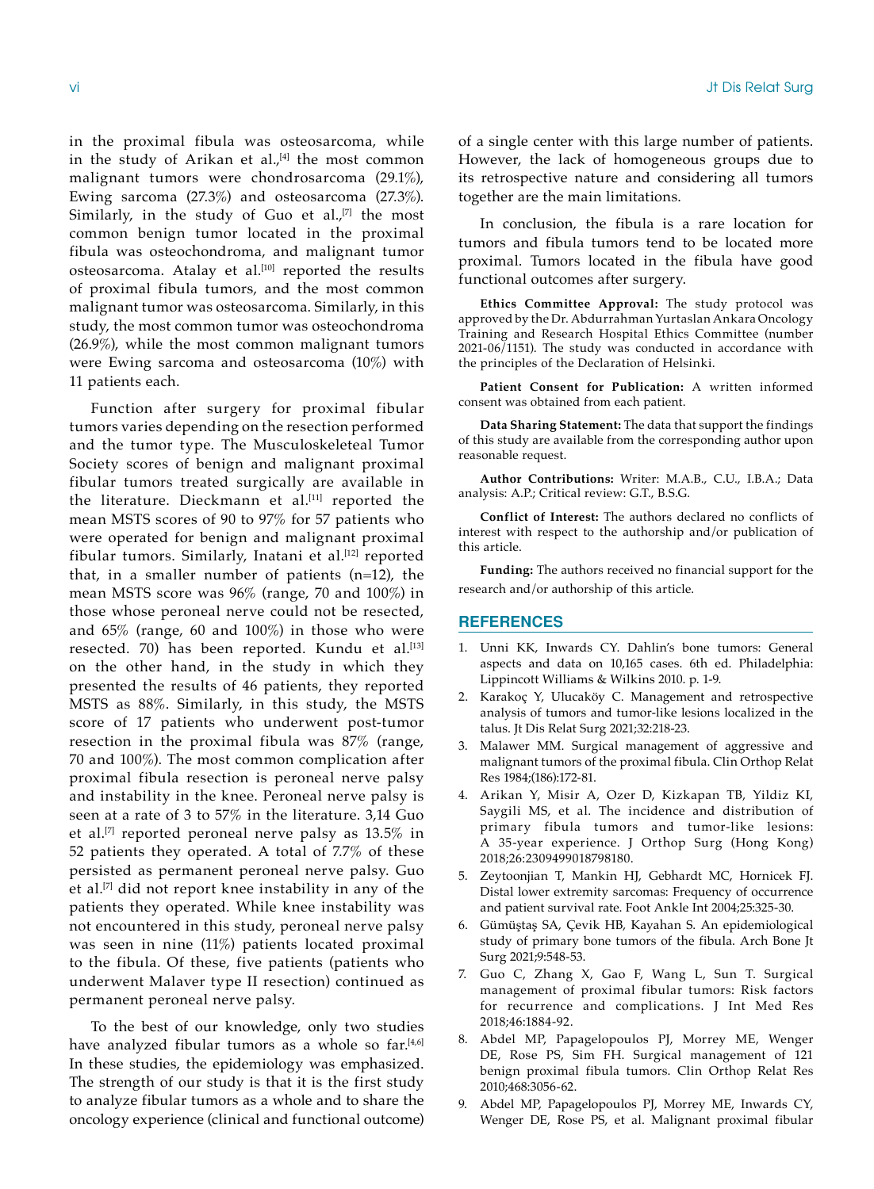in the proximal fibula was osteosarcoma, while in the study of Arikan et al.,[4] the most common malignant tumors were chondrosarcoma (29.1%), Ewing sarcoma (27.3%) and osteosarcoma (27.3%). Similarly, in the study of Guo et al.,[7] the most common benign tumor located in the proximal fibula was osteochondroma, and malignant tumor osteosarcoma. Atalay et al.[10] reported the results of proximal fibula tumors, and the most common malignant tumor was osteosarcoma. Similarly, in this study, the most common tumor was osteochondroma (26.9%), while the most common malignant tumors were Ewing sarcoma and osteosarcoma (10%) with 11 patients each.

Function after surgery for proximal fibular tumors varies depending on the resection performed and the tumor type. The Musculoskeletal Tumor Society scores of benign and malignant proximal fibular tumors treated surgically are available in the literature. Dieckmann et al.[11] reported the mean MSTS scores of 90 to 97% for 57 patients who were operated for benign and malignant proximal fibular tumors. Similarly, Inatani et al.[12] reported that, in a smaller number of patients (n=12), the mean MSTS score was 96% (range, 70 and 100%) in those whose peroneal nerve could not be resected, and 65% (range, 60 and 100%) in those who were resected. 70) has been reported. Kundu et al.[13] on the other hand, in the study in which they presented the results of 46 patients, they reported MSTS as 88%. Similarly, in this study, the MSTS score of 17 patients who underwent post-tumor resection in the proximal fibula was 87% (range, 70 and 100%). The most common complication after proximal fibula resection is peroneal nerve palsy and instability in the knee. Peroneal nerve palsy is seen at a rate of 3 to 57% in the literature. 3,14 Guo et al.[7] reported peroneal nerve palsy as 13.5% in 52 patients they operated. A total of 7.7% of these persisted as permanent peroneal nerve palsy. Guo et al.[7] did not report knee instability in any of the patients they operated. While knee instability was not encountered in this study, peroneal nerve palsy was seen in nine (11%) patients located proximal to the fibula. Of these, five patients (patients who underwent Malaver type II resection) continued as permanent peroneal nerve palsy.

To the best of our knowledge, only two studies have analyzed fibular tumors as a whole so far.[4,6] In these studies, the epidemiology was emphasized. The strength of our study is that it is the first study to analyze fibular tumors as a whole and to share the oncology experience (clinical and functional outcome) of a single center with this large number of patients. However, the lack of homogeneous groups due to its retrospective nature and considering all tumors together are the main limitations.

In conclusion, the fibula is a rare location for tumors and fibula tumors tend to be located more proximal. Tumors located in the fibula have good functional outcomes after surgery.

**Ethics Committee Approval:** The study protocol was approved by the Dr. Abdurrahman Yurtaslan Ankara Oncology Training and Research Hospital Ethics Committee (number 2021-06/1151). The study was conducted in accordance with the principles of the Declaration of Helsinki.

**Patient Consent for Publication:** A written informed consent was obtained from each patient.

**Data Sharing Statement:** The data that support the findings of this study are available from the corresponding author upon reasonable request.

**Author Contributions:** Writer: M.A.B., C.U., I.B.A.; Data analysis: A.P.; Critical review: G.T., B.S.G.

**Conflict of Interest:** The authors declared no conflicts of interest with respect to the authorship and/or publication of this article.

**Funding:** The authors received no financial support for the research and/or authorship of this article.

## REFERENCES

1. Unni KK, Inwards CY. Dahlin's bone tumors: General aspects and data on 10,165 cases. 6th ed. Philadelphia: Lippincott Williams & Wilkins 2010. p. 1-9.
2. Karakoç Y, Ulucaköy C. Management and retrospective analysis of tumors and tumor-like lesions localized in the talus. Jt Dis Relat Surg 2021;32:218-23.
3. Malawer MM. Surgical management of aggressive and malignant tumors of the proximal fibula. Clin Orthop Relat Res 1984;(186):172-81.
4. Arikan Y, Misir A, Ozer D, Kizkapan TB, Yildiz KI, Saygili MS, et al. The incidence and distribution of primary fibula tumors and tumor-like lesions: A 35-year experience. J Orthop Surg (Hong Kong) 2018;26:2309499018798180.
5. Zeytoonjian T, Mankin HJ, Gebhardt MC, Hornicek FJ. Distal lower extremity sarcomas: Frequency of occurrence and patient survival rate. Foot Ankle Int 2004;25:325-30.
6. Gümüştaş SA, Çevik HB, Kayahan S. An epidemiological study of primary bone tumors of the fibula. Arch Bone Jt Surg 2021;9:548-53.
7. Guo C, Zhang X, Gao F, Wang L, Sun T. Surgical management of proximal fibular tumors: Risk factors for recurrence and complications. J Int Med Res 2018;46:1884-92.
8. Abdel MP, Papagelopoulos PJ, Morrey ME, Wenger DE, Rose PS, Sim FH. Surgical management of 121 benign proximal fibula tumors. Clin Orthop Relat Res 2010;468:3056-62.
9. Abdel MP, Papagelopoulos PJ, Morrey ME, Inwards CY, Wenger DE, Rose PS, et al. Malignant proximal fibular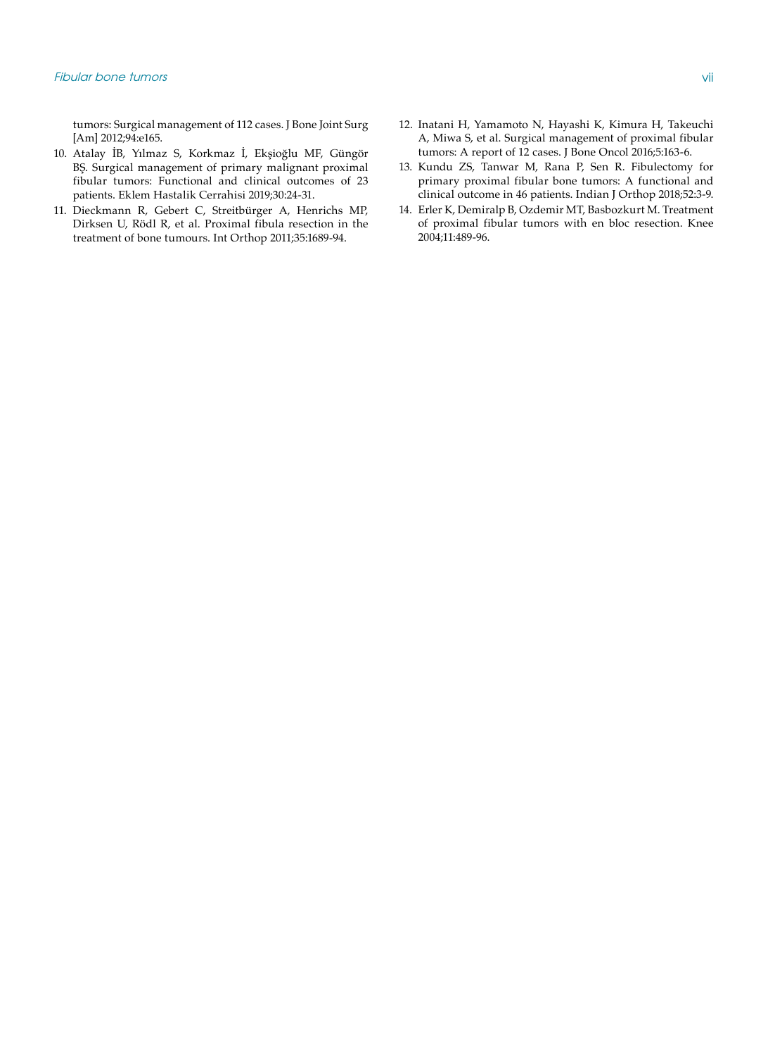tumors: Surgical management of 112 cases. J Bone Joint Surg [Am] 2012;94:e165.

10. Atalay İB, Yılmaz S, Korkmaz İ, Ekşioğlu MF, Güngör BŞ. Surgical management of primary malignant proximal fibular tumors: Functional and clinical outcomes of 23 patients. Eklem Hastalik Cerrahisi 2019;30:24-31.
11. Dieckmann R, Gebert C, Streitbürger A, Henrichs MP, Dirksen U, Rödl R, et al. Proximal fibula resection in the treatment of bone tumours. Int Orthop 2011;35:1689-94.
12. Inatani H, Yamamoto N, Hayashi K, Kimura H, Takeuchi A, Miwa S, et al. Surgical management of proximal fibular tumors: A report of 12 cases. J Bone Oncol 2016;5:163-6.
13. Kundu ZS, Tanwar M, Rana P, Sen R. Fibulectomy for primary proximal fibular bone tumors: A functional and clinical outcome in 46 patients. Indian J Orthop 2018;52:3-9.
14. Erler K, Demiralp B, Ozdemir MT, Basbozkurt M. Treatment of proximal fibular tumors with en bloc resection. Knee 2004;11:489-96.